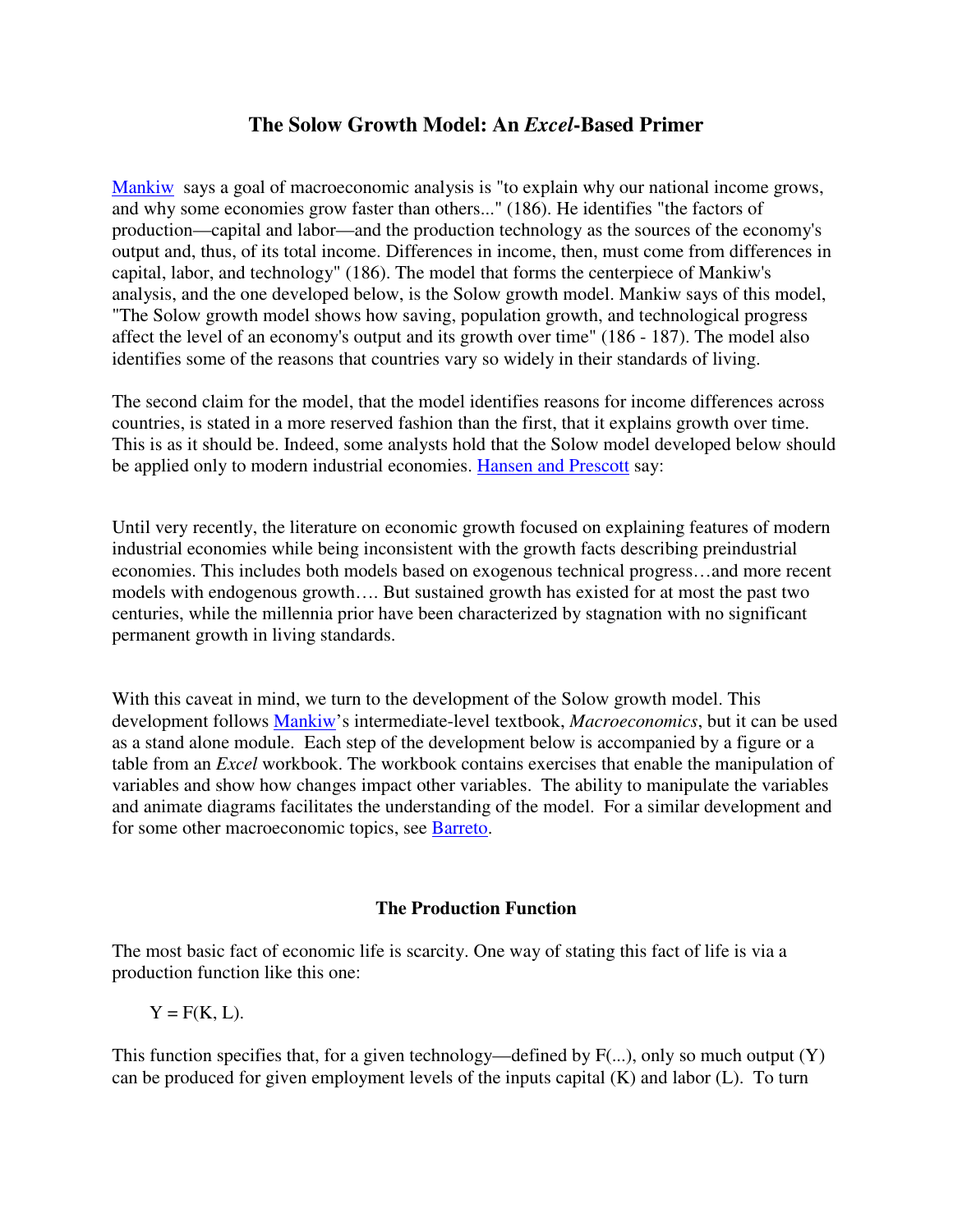# The Solow Growth Model: An *Excel*-Based Primer

Mankiw says a goal of macroeconomic analysis is "to explain why our national income grows, and why some economies grow faster than others..." (186). He identifies "the factors of production—capital and labor—and the production technology as the sources of the economy's output and, thus, of its total income. Differences in income, then, must come from differences in capital, labor, and technology" (186). The model that forms the centerpiece of Mankiw's analysis, and the one developed below, is the Solow growth model. Mankiw says of this model, "The Solow growth model shows how saving, population growth, and technological progress affect the level of an economy's output and its growth over time" (186 - 187). The model also identifies some of the reasons that countries vary so widely in their standards of living.

The second claim for the model, that the model identifies reasons for income differences across countries, is stated in a more reserved fashion than the first, that it explains growth over time. This is as it should be. Indeed, some analysts hold that the Solow model developed below should be applied only to modern industrial economies. Hansen and Prescott say:

> Until very recently, the literature on economic growth focused on explaining features of modern industrial economies while being inconsistent with the growth facts describing preindustrial economies. This includes both models based on exogenous technical progress…and more recent models with endogenous growth…. But sustained growth has existed for at most the past two centuries, while the millennia prior have been characterized by stagnation with no significant permanent growth in living standards.

With this caveat in mind, we turn to the development of the Solow growth model. This development follows Mankiw's intermediate-level textbook, *Macroeconomics*, but it can be used as a stand alone module. Each step of the development below is accompanied by a figure or a table from an *Excel* workbook. The workbook contains exercises that enable the manipulation of variables and show how changes impact other variables. The ability to manipulate the variables and animate diagrams facilitates the understanding of the model. For a similar development and for some other macroeconomic topics, see Barreto.

## The Production Function

The most basic fact of economic life is scarcity. One way of stating this fact of life is via a production function like this one:

$$Y = F(K, L).$$

This function specifies that, for a given technology—defined by F(...), only so much output (Y) can be produced for given employment levels of the inputs capital (K) and labor (L). To turn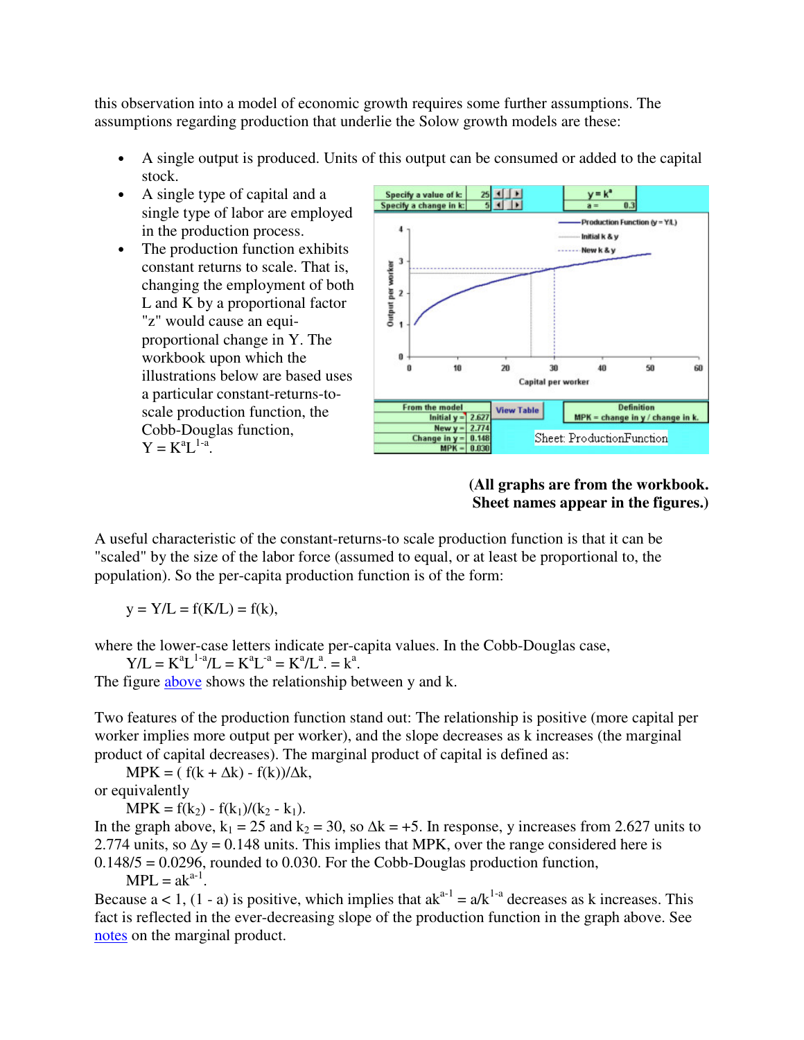this observation into a model of economic growth requires some further assumptions. The assumptions regarding production that underlie the Solow growth models are these:

- A single output is produced. Units of this output can be consumed or added to the capital stock.
- A single type of capital and a single type of labor are employed in the production process.
- The production function exhibits constant returns to scale. That is, changing the employment of both L and K by a proportional factor "z" would cause an equi-proportional change in Y. The workbook upon which the illustrations below are based uses a particular constant-returns-to-scale production function, the Cobb-Douglas function, $Y = K^aL^{1-a}$.

**(All graphs are from the workbook. Sheet names appear in the figures.)**

A useful characteristic of the constant-returns-to scale production function is that it can be "scaled" by the size of the labor force (assumed to equal, or at least be proportional to, the population). So the per-capita production function is of the form:

$$y = Y/L = f(K/L) = f(k),$$

where the lower-case letters indicate per-capita values. In the Cobb-Douglas case,

$$Y/L = K^aL^{1-a}/L = K^aL^{-a} = K^a/L^a. = k^a.$$

The figure above shows the relationship between y and k.

Two features of the production function stand out: The relationship is positive (more capital per worker implies more output per worker), and the slope decreases as k increases (the marginal product of capital decreases). The marginal product of capital is defined as:

$$MPK = ( f(k + \Delta k) - f(k))/\Delta k,$$

or equivalently

$$MPK = f(k_2) - f(k_1)/(k_2 - k_1).$$

In the graph above, $k_1 = 25$ and $k_2 = 30$, so $\Delta k = +5$. In response, y increases from 2.627 units to 2.774 units, so $\Delta y = 0.148$ units. This implies that MPK, over the range considered here is $0.148/5 = 0.0296$, rounded to 0.030. For the Cobb-Douglas production function,

$$MPL = ak^{a-1}.$$

Because $a < 1$, $(1 - a)$ is positive, which implies that $ak^{a-1} = a/k^{1-a}$ decreases as k increases. This fact is reflected in the ever-decreasing slope of the production function in the graph above. See notes on the marginal product.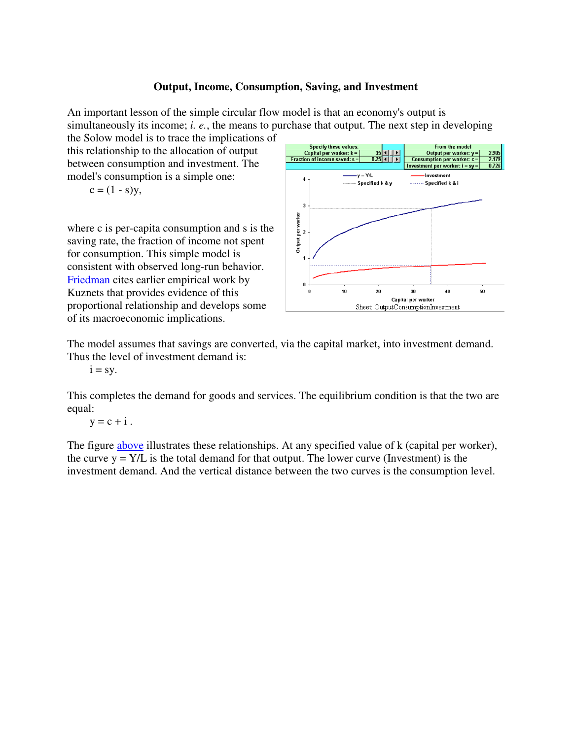### Output, Income, Consumption, Saving, and Investment

An important lesson of the simple circular flow model is that an economy's output is simultaneously its income; *i. e.*, the means to purchase that output. The next step in developing the Solow model is to trace the implications of this relationship to the allocation of output between consumption and investment. The model's consumption is a simple one:

$$c = (1 - s)y,$$

where c is per-capita consumption and s is the saving rate, the fraction of income not spent for consumption. This simple model is consistent with observed long-run behavior. Friedman cites earlier empirical work by Kuznets that provides evidence of this proportional relationship and develops some of its macroeconomic implications.

| Specify these values. | | From the model | |
|---|---|---|---|
| Capital per worker: k = | 35 | Output per worker: y = | 2.905 |
| Fraction of income saved: s = | 0.25 | Consumption per worker: c = | 2.179 |
| | | Investment per worker: i = sy = | 0.726 |

Sheet: OutputConsumptionInvestment

The model assumes that savings are converted, via the capital market, into investment demand. Thus the level of investment demand is:

$$i = sy.$$

This completes the demand for goods and services. The equilibrium condition is that the two are equal:

$$y = c + i .$$

The figure above illustrates these relationships. At any specified value of k (capital per worker), the curve y = Y/L is the total demand for that output. The lower curve (Investment) is the investment demand. And the vertical distance between the two curves is the consumption level.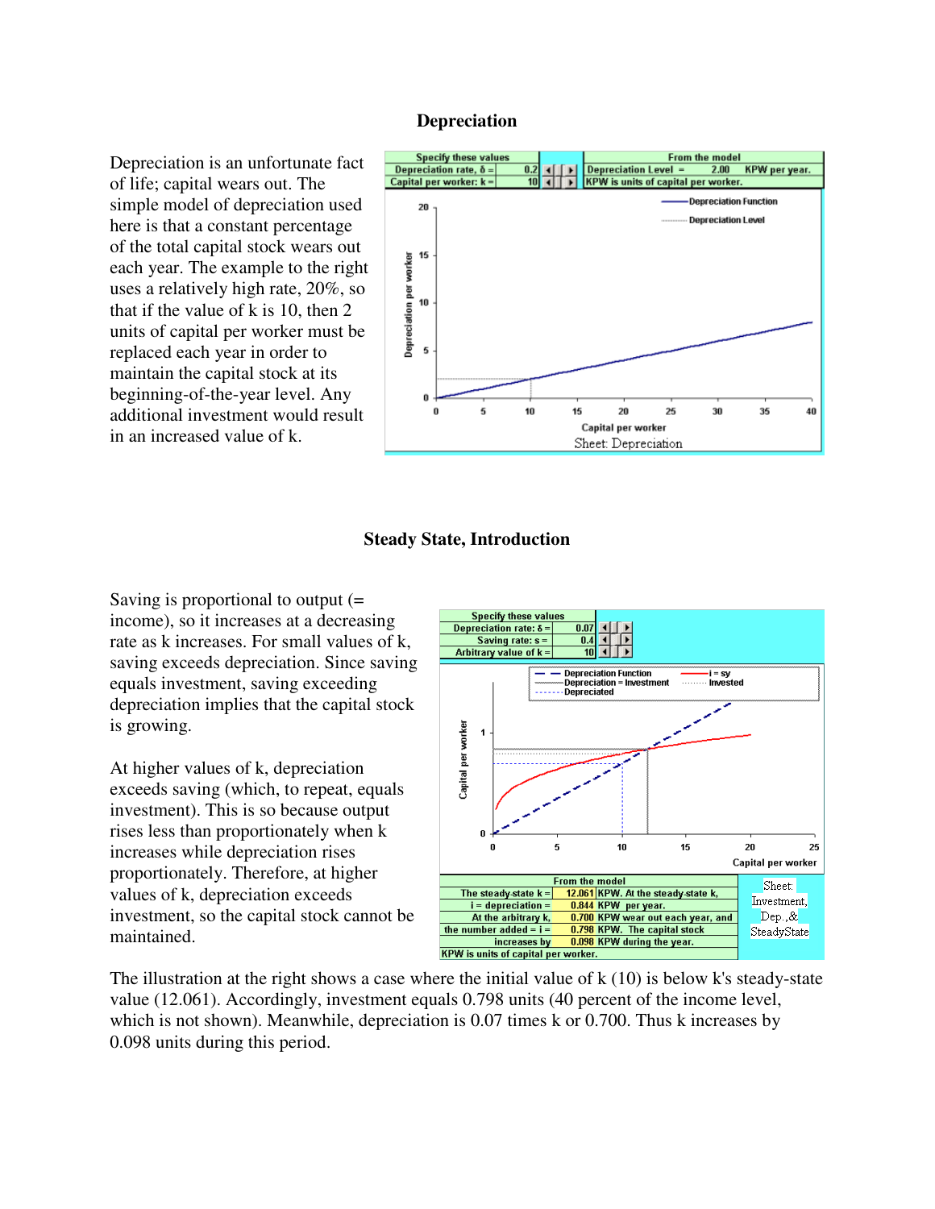## Depreciation

Depreciation is an unfortunate fact of life; capital wears out. The simple model of depreciation used here is that a constant percentage of the total capital stock wears out each year. The example to the right uses a relatively high rate, 20%, so that if the value of k is 10, then 2 units of capital per worker must be replaced each year in order to maintain the capital stock at its beginning-of-the-year level. Any additional investment would result in an increased value of k.

| Specify these values | | From the model | |
|---|---|---|---|
| Depreciation rate, δ = | 0.2 | Depreciation Level = | 2.00 KPW per year. |
| Capital per worker: k = | 10 | KPW is units of capital per worker. | |

Sheet: Depreciation

## Steady State, Introduction

Saving is proportional to output (= income), so it increases at a decreasing rate as k increases. For small values of k, saving exceeds depreciation. Since saving equals investment, saving exceeding depreciation implies that the capital stock is growing.

At higher values of k, depreciation exceeds saving (which, to repeat, equals investment). This is so because output rises less than proportionately when k increases while depreciation rises proportionately. Therefore, at higher values of k, depreciation exceeds investment, so the capital stock cannot be maintained.

| Specify these values | |
|---|---|
| Depreciation rate: δ = | 0.07 |
| Saving rate: s = | 0.4 |
| Arbitrary value of k = | 10 |

| From the model | | |
|---|---|---|
| The steady-state k = | 12.061 | KPW. At the steady-state k, |
| i = depreciation = | 0.844 | KPW per year. |
| At the arbitrary k, | 0.700 | KPW wear out each year, and |
| the number added = i = | 0.798 | KPW. The capital stock |
| increases by | 0.098 | KPW during the year. |
| KPW is units of capital per worker. | | |

Sheet: Investment, Dep.,& SteadyState

The illustration at the right shows a case where the initial value of k (10) is below k's steady-state value (12.061). Accordingly, investment equals 0.798 units (40 percent of the income level, which is not shown). Meanwhile, depreciation is 0.07 times k or 0.700. Thus k increases by 0.098 units during this period.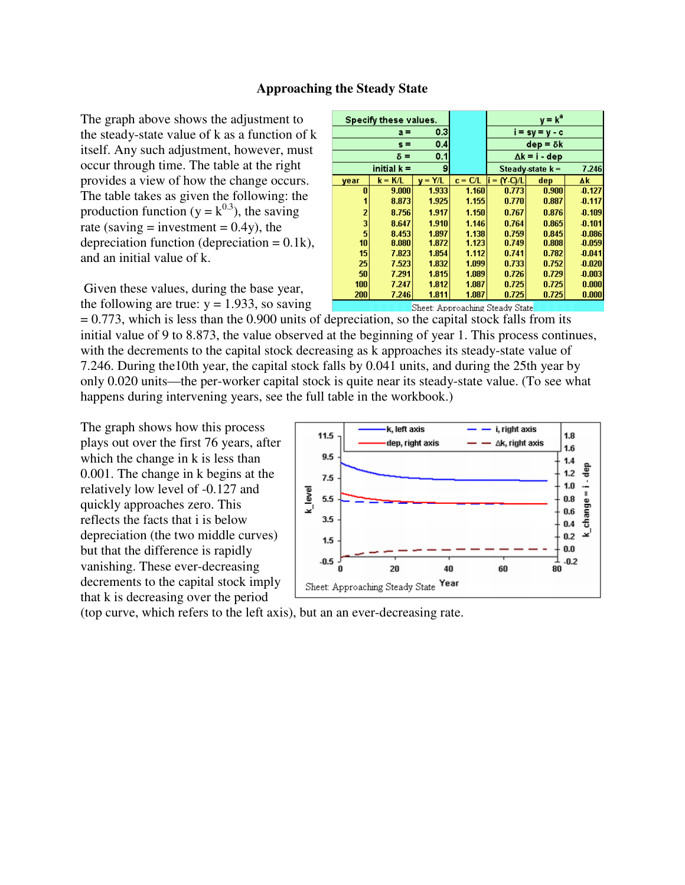## Approaching the Steady State

The graph above shows the adjustment to the steady-state value of k as a function of k itself. Any such adjustment, however, must occur through time. The table at the right provides a view of how the change occurs. The table takes as given the following: the production function ($y = k^{0.3}$), the saving rate (saving = investment = 0.4y), the depreciation function (depreciation = 0.1k), and an initial value of k.

| Specify these values. | | | | $y = k^a$ | | |
|---|---|---|---|---|---|---|
| a = | 0.3 | | | $i = sy = y - c$ | | |
| s = | 0.4 | | | dep = δk | | |
| δ = | 0.1 | | | Δk = i - dep | | |
| initial k = | 9 | | | Steady-state k = | | 7.246 |
| **year** | **k = K/L** | **y = Y/L** | **c = C/L** | **i = (Y-C)/L** | **dep** | **Δk** |
| 0 | 9.000 | 1.933 | 1.160 | 0.773 | 0.900 | -0.127 |
| 1 | 8.873 | 1.925 | 1.155 | 0.770 | 0.887 | -0.117 |
| 2 | 8.756 | 1.917 | 1.150 | 0.767 | 0.876 | -0.109 |
| 3 | 8.647 | 1.910 | 1.146 | 0.764 | 0.865 | -0.101 |
| 5 | 8.453 | 1.897 | 1.138 | 0.759 | 0.845 | -0.086 |
| 10 | 8.080 | 1.872 | 1.123 | 0.749 | 0.808 | -0.059 |
| 15 | 7.823 | 1.854 | 1.112 | 0.741 | 0.782 | -0.041 |
| 25 | 7.523 | 1.832 | 1.099 | 0.733 | 0.752 | -0.020 |
| 50 | 7.291 | 1.815 | 1.089 | 0.726 | 0.729 | -0.003 |
| 100 | 7.247 | 1.812 | 1.087 | 0.725 | 0.725 | 0.000 |
| 200 | 7.246 | 1.811 | 1.087 | 0.725 | 0.725 | 0.000 |

Sheet: Approaching Steady State

Given these values, during the base year, the following are true: y = 1.933, so saving = 0.773, which is less than the 0.900 units of depreciation, so the capital stock falls from its initial value of 9 to 8.873, the value observed at the beginning of year 1. This process continues, with the decrements to the capital stock decreasing as k approaches its steady-state value of 7.246. During the10th year, the capital stock falls by 0.041 units, and during the 25th year by only 0.020 units—the per-worker capital stock is quite near its steady-state value. (To see what happens during intervening years, see the full table in the workbook.)

The graph shows how this process plays out over the first 76 years, after which the change in k is less than 0.001. The change in k begins at the relatively low level of -0.127 and quickly approaches zero. This reflects the facts that i is below depreciation (the two middle curves) but that the difference is rapidly vanishing. These ever-decreasing decrements to the capital stock imply that k is decreasing over the period (top curve, which refers to the left axis), but an an ever-decreasing rate.

Sheet: Approaching Steady State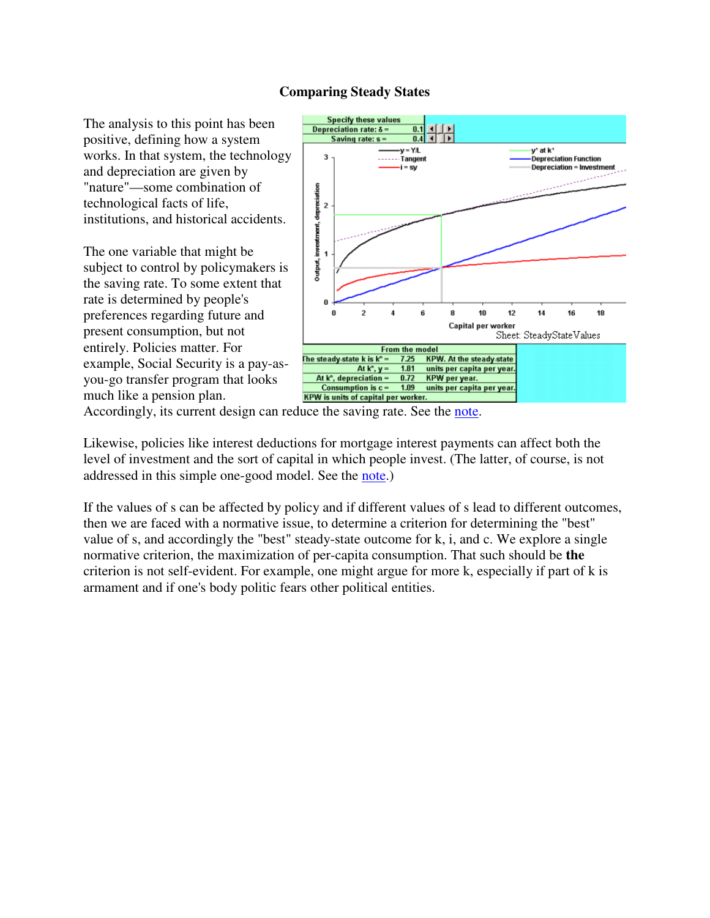**Comparing Steady States**

The analysis to this point has been positive, defining how a system works. In that system, the technology and depreciation are given by "nature"—some combination of technological facts of life, institutions, and historical accidents.

| Specify these values | |
|---|---|
| Depreciation rate: δ = | 0.1 |
| Saving rate: s = | 0.4 |

| From the model | | |
|---|---|---|
| The steady-state k is k* = | 7.25 | KPW. At the steady-state |
| At k*, y = | 1.81 | units per capita per year. |
| At k*, depreciation = | 0.72 | KPW per year. |
| Consumption is c = | 1.09 | units per capita per year. |
| KPW is units of capital per worker. | | |

Sheet: SteadyStateValues

The one variable that might be subject to control by policymakers is the saving rate. To some extent that rate is determined by people's preferences regarding future and present consumption, but not entirely. Policies matter. For example, Social Security is a pay-as-you-go transfer program that looks much like a pension plan. Accordingly, its current design can reduce the saving rate. See the note.

Likewise, policies like interest deductions for mortgage interest payments can affect both the level of investment and the sort of capital in which people invest. (The latter, of course, is not addressed in this simple one-good model. See the note.)

If the values of s can be affected by policy and if different values of s lead to different outcomes, then we are faced with a normative issue, to determine a criterion for determining the "best" value of s, and accordingly the "best" steady-state outcome for k, i, and c. We explore a single normative criterion, the maximization of per-capita consumption. That such should be **the** criterion is not self-evident. For example, one might argue for more k, especially if part of k is armament and if one's body politic fears other political entities.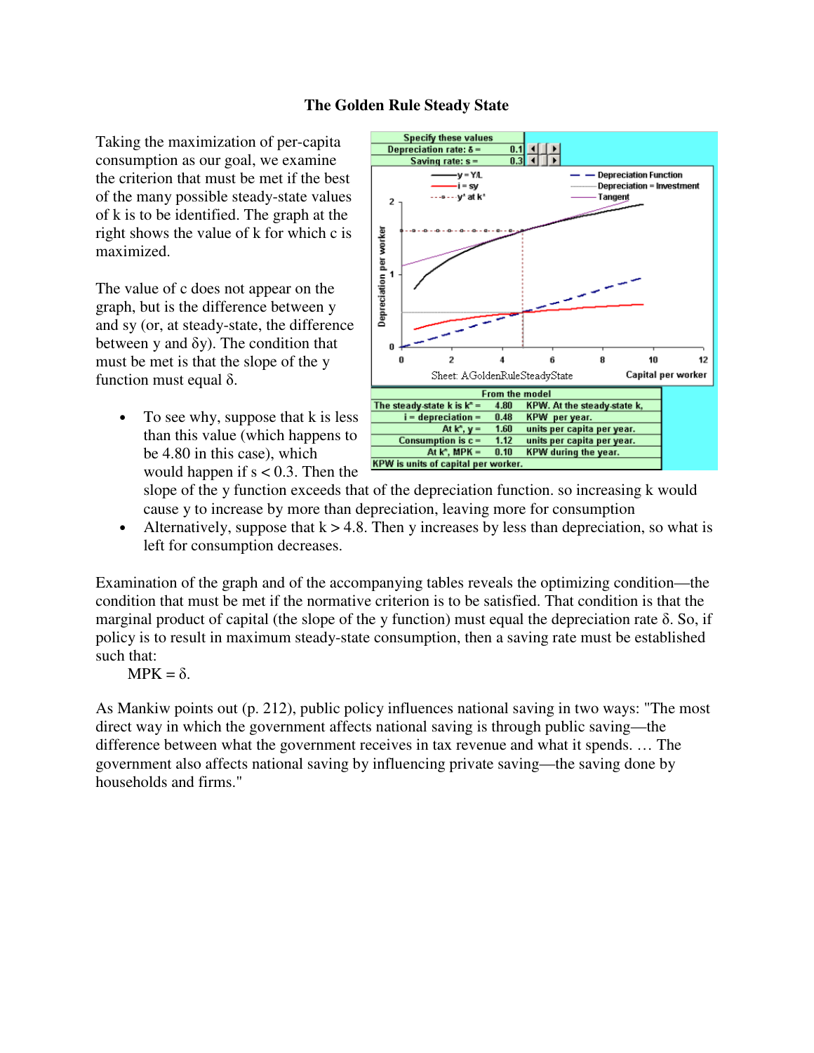# The Golden Rule Steady State

Taking the maximization of per-capita consumption as our goal, we examine the criterion that must be met if the best of the many possible steady-state values of k is to be identified. The graph at the right shows the value of k for which c is maximized.

| Specify these values | |
|---|---|
| Depreciation rate: δ = | 0.1 |
| Saving rate: s = | 0.3 |

| From the model | | |
|---|---|---|
| The steady-state k is k* = | 4.80 | KPW. At the steady-state k, |
| i = depreciation = | 0.48 | KPW per year. |
| At k*, y = | 1.60 | units per capita per year. |
| Consumption is c = | 1.12 | units per capita per year. |
| At k*, MPK = | 0.10 | KPW during the year. |
| KPW is units of capital per worker. | | |

The value of c does not appear on the graph, but is the difference between y and sy (or, at steady-state, the difference between y and δy). The condition that must be met is that the slope of the y function must equal δ.

- To see why, suppose that k is less than this value (which happens to be 4.80 in this case), which would happen if s < 0.3. Then the slope of the y function exceeds that of the depreciation function. so increasing k would cause y to increase by more than depreciation, leaving more for consumption
- Alternatively, suppose that k > 4.8. Then y increases by less than depreciation, so what is left for consumption decreases.

Examination of the graph and of the accompanying tables reveals the optimizing condition—the condition that must be met if the normative criterion is to be satisfied. That condition is that the marginal product of capital (the slope of the y function) must equal the depreciation rate δ. So, if policy is to result in maximum steady-state consumption, then a saving rate must be established such that:

$$MPK = \delta.$$

As Mankiw points out (p. 212), public policy influences national saving in two ways: "The most direct way in which the government affects national saving is through public saving—the difference between what the government receives in tax revenue and what it spends. … The government also affects national saving by influencing private saving—the saving done by households and firms."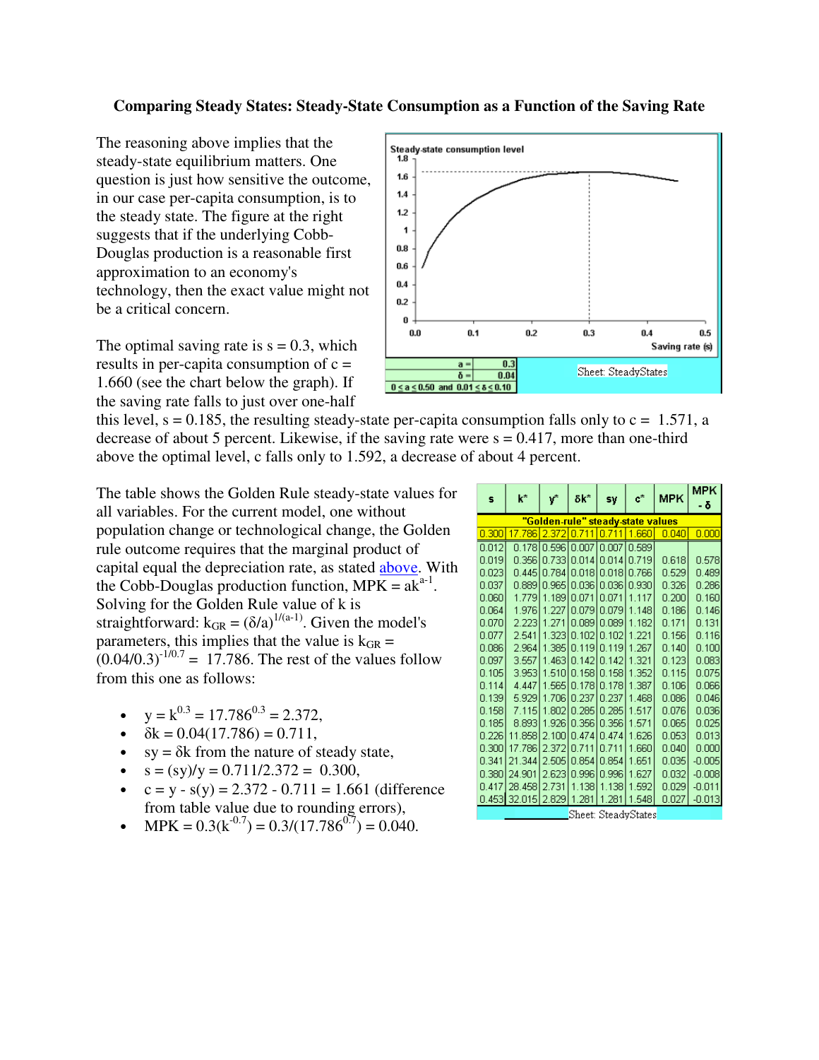# Comparing Steady States: Steady-State Consumption as a Function of the Saving Rate

The reasoning above implies that the steady-state equilibrium matters. One question is just how sensitive the outcome, in our case per-capita consumption, is to the steady state. The figure at the right suggests that if the underlying Cobb-Douglas production is a reasonable first approximation to an economy's technology, then the exact value might not be a critical concern.

The optimal saving rate is s = 0.3, which results in per-capita consumption of c = 1.660 (see the chart below the graph). If the saving rate falls to just over one-half this level, s = 0.185, the resulting steady-state per-capita consumption falls only to c = 1.571, a decrease of about 5 percent. Likewise, if the saving rate were s = 0.417, more than one-third above the optimal level, c falls only to 1.592, a decrease of about 4 percent.

The table shows the Golden Rule steady-state values for all variables. For the current model, one without population change or technological change, the Golden rule outcome requires that the marginal product of capital equal the depreciation rate, as stated above. With the Cobb-Douglas production function, MPK = $ak^{a-1}$. Solving for the Golden Rule value of k is straightforward: $k_{GR} = (\delta/a)^{1/(a-1)}$. Given the model's parameters, this implies that the value is $k_{GR} = (0.04/0.3)^{-1/0.7} = 17.786$. The rest of the values follow from this one as follows:

- $y = k^{0.3} = 17.786^{0.3} = 2.372$,
- $\delta k = 0.04(17.786) = 0.711$,
- $sy = \delta k$ from the nature of steady state,
- $s = (sy)/y = 0.711/2.372 = 0.300$,
- $c = y - s(y) = 2.372 - 0.711 = 1.661$ (difference from table value due to rounding errors),
- $MPK = 0.3(k^{-0.7}) = 0.3/(17.786^{0.7}) = 0.040$.

| s | k* | y* | δk* | sy | c* | MPK | MPK - δ |
|---|---|---|---|---|---|---|---|
| "Golden-rule" steady-state values | | | | | | | |
| 0.300 | 17.786 | 2.372 | 0.711 | 0.711 | 1.660 | 0.040 | 0.000 |
| 0.012 | 0.178 | 0.596 | 0.007 | 0.007 | 0.589 | | |
| 0.019 | 0.356 | 0.733 | 0.014 | 0.014 | 0.719 | 0.618 | 0.578 |
| 0.023 | 0.445 | 0.784 | 0.018 | 0.018 | 0.766 | 0.529 | 0.489 |
| 0.037 | 0.889 | 0.965 | 0.036 | 0.036 | 0.930 | 0.326 | 0.286 |
| 0.060 | 1.779 | 1.189 | 0.071 | 0.071 | 1.117 | 0.200 | 0.160 |
| 0.064 | 1.976 | 1.227 | 0.079 | 0.079 | 1.148 | 0.186 | 0.146 |
| 0.070 | 2.223 | 1.271 | 0.089 | 0.089 | 1.182 | 0.171 | 0.131 |
| 0.077 | 2.541 | 1.323 | 0.102 | 0.102 | 1.221 | 0.156 | 0.116 |
| 0.086 | 2.964 | 1.385 | 0.119 | 0.119 | 1.267 | 0.140 | 0.100 |
| 0.097 | 3.557 | 1.463 | 0.142 | 0.142 | 1.321 | 0.123 | 0.083 |
| 0.105 | 3.953 | 1.510 | 0.158 | 0.158 | 1.352 | 0.115 | 0.075 |
| 0.114 | 4.447 | 1.565 | 0.178 | 0.178 | 1.387 | 0.106 | 0.066 |
| 0.139 | 5.929 | 1.706 | 0.237 | 0.237 | 1.468 | 0.086 | 0.046 |
| 0.158 | 7.115 | 1.802 | 0.285 | 0.285 | 1.517 | 0.076 | 0.036 |
| 0.185 | 8.893 | 1.926 | 0.356 | 0.356 | 1.571 | 0.065 | 0.025 |
| 0.226 | 11.858 | 2.100 | 0.474 | 0.474 | 1.626 | 0.053 | 0.013 |
| 0.300 | 17.786 | 2.372 | 0.711 | 0.711 | 1.660 | 0.040 | 0.000 |
| 0.341 | 21.344 | 2.505 | 0.854 | 0.854 | 1.651 | 0.035 | -0.005 |
| 0.380 | 24.901 | 2.623 | 0.996 | 0.996 | 1.627 | 0.032 | -0.008 |
| 0.417 | 28.458 | 2.731 | 1.138 | 1.138 | 1.592 | 0.029 | -0.011 |
| 0.453 | 32.015 | 2.829 | 1.281 | 1.281 | 1.548 | 0.027 | -0.013 |

Sheet: SteadyStates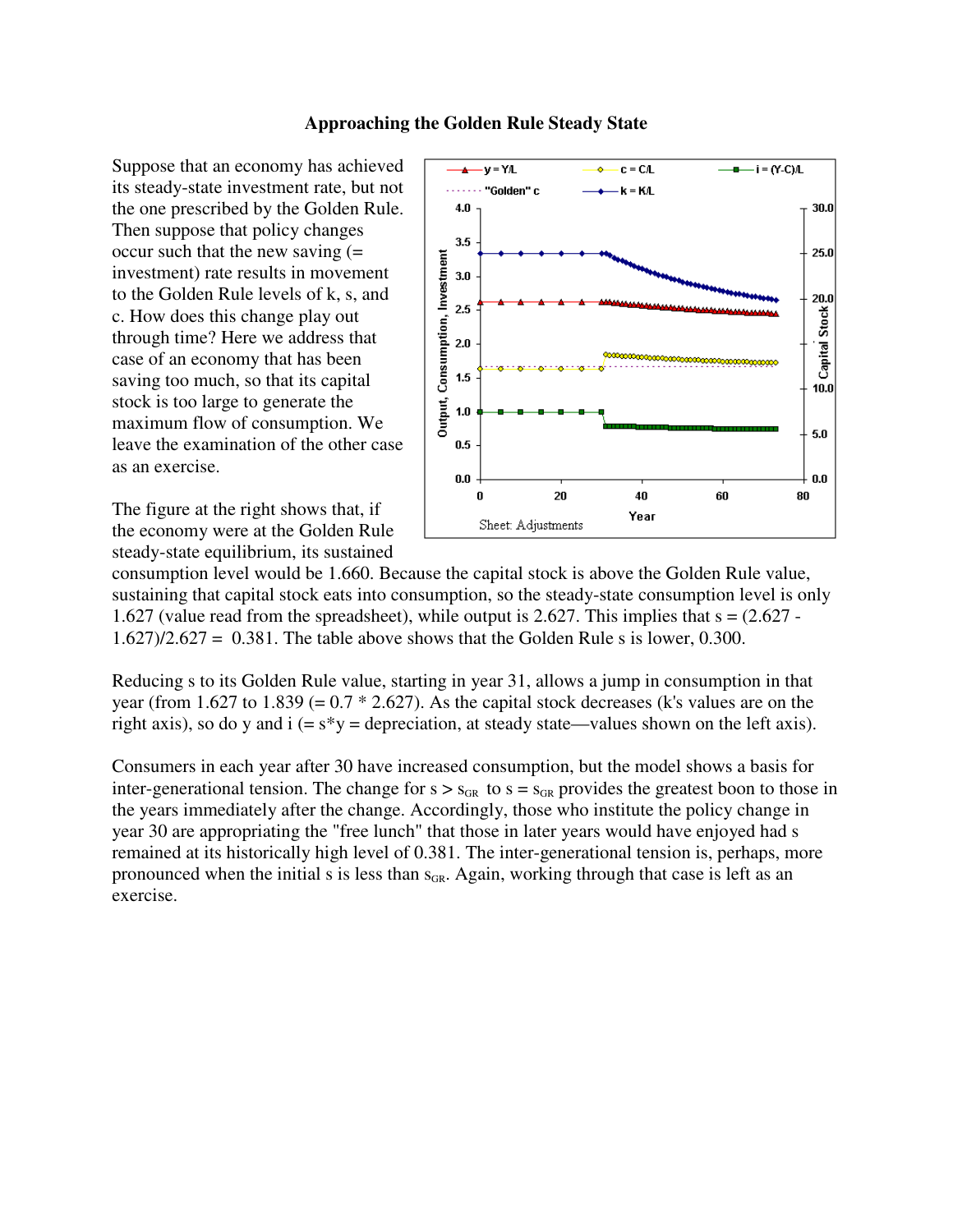## Approaching the Golden Rule Steady State

Suppose that an economy has achieved its steady-state investment rate, but not the one prescribed by the Golden Rule. Then suppose that policy changes occur such that the new saving (= investment) rate results in movement to the Golden Rule levels of k, s, and c. How does this change play out through time? Here we address that case of an economy that has been saving too much, so that its capital stock is too large to generate the maximum flow of consumption. We leave the examination of the other case as an exercise.

The figure at the right shows that, if the economy were at the Golden Rule steady-state equilibrium, its sustained consumption level would be 1.660. Because the capital stock is above the Golden Rule value, sustaining that capital stock eats into consumption, so the steady-state consumption level is only 1.627 (value read from the spreadsheet), while output is 2.627. This implies that s = (2.627 - 1.627)/2.627 = 0.381. The table above shows that the Golden Rule s is lower, 0.300.

Reducing s to its Golden Rule value, starting in year 31, allows a jump in consumption in that year (from 1.627 to 1.839 (= 0.7 * 2.627). As the capital stock decreases (k's values are on the right axis), so do y and i (= s*y = depreciation, at steady state—values shown on the left axis).

Consumers in each year after 30 have increased consumption, but the model shows a basis for inter-generational tension. The change for $s > s_{GR}$ to $s = s_{GR}$ provides the greatest boon to those in the years immediately after the change. Accordingly, those who institute the policy change in year 30 are appropriating the "free lunch" that those in later years would have enjoyed had s remained at its historically high level of 0.381. The inter-generational tension is, perhaps, more pronounced when the initial s is less than $s_{GR}$. Again, working through that case is left as an exercise.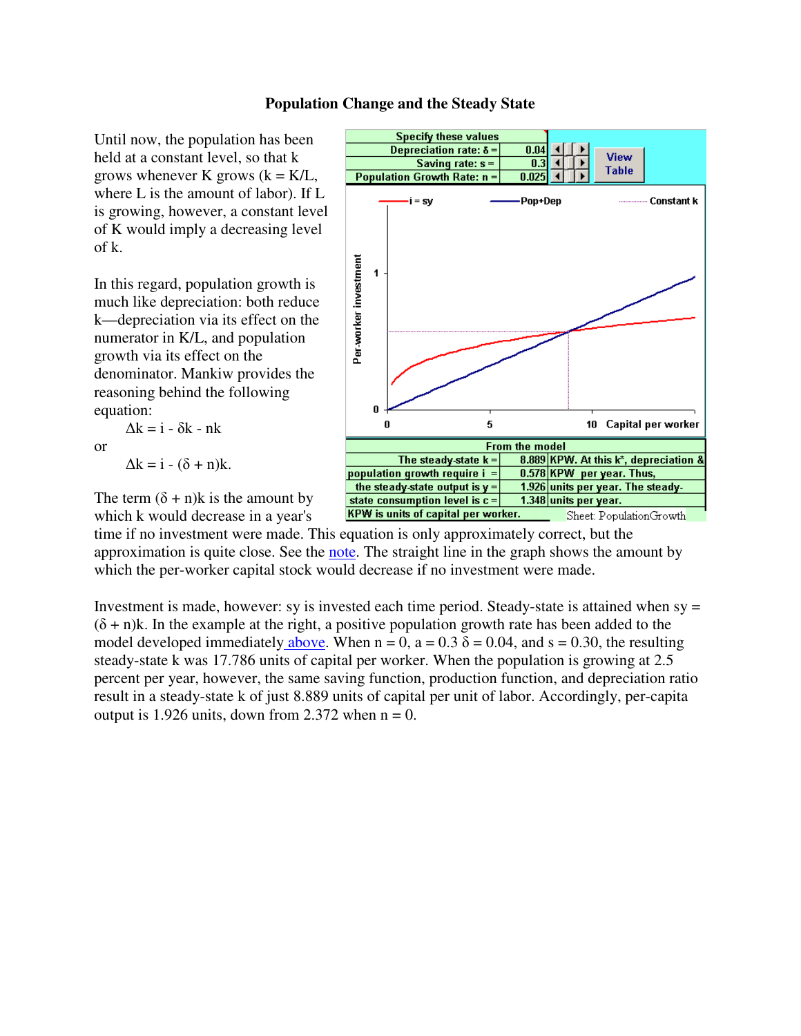# Population Change and the Steady State

Until now, the population has been held at a constant level, so that k grows whenever K grows (k = K/L, where L is the amount of labor). If L is growing, however, a constant level of K would imply a decreasing level of k.

In this regard, population growth is much like depreciation: both reduce k—depreciation via its effect on the numerator in K/L, and population growth via its effect on the denominator. Mankiw provides the reasoning behind the following equation:

$$\Delta k = i - \delta k - nk$$

or

$$\Delta k = i - (\delta + n)k.$$

| Specify these values | |
|---|---|
| Depreciation rate: $\delta$ = | 0.04 |
| Saving rate: s = | 0.3 |
| Population Growth Rate: n = | 0.025 |

View Table

| From the model | | |
|---|---|---|
| The steady-state k = | 8.889 | KPW. At this k*, depreciation & |
| population growth require i = | 0.578 | KPW per year. Thus, |
| the steady-state output is y = | 1.926 | units per year. The steady- |
| state consumption level is c = | 1.348 | units per year. |
| KPW is units of capital per worker. | | Sheet: PopulationGrowth |

The term $(\delta + n)k$ is the amount by which k would decrease in a year's time if no investment were made. This equation is only approximately correct, but the approximation is quite close. See the note. The straight line in the graph shows the amount by which the per-worker capital stock would decrease if no investment were made.

Investment is made, however: sy is invested each time period. Steady-state is attained when sy = $(\delta + n)k$. In the example at the right, a positive population growth rate has been added to the model developed immediately above. When n = 0, a = 0.3 $\delta$ = 0.04, and s = 0.30, the resulting steady-state k was 17.786 units of capital per worker. When the population is growing at 2.5 percent per year, however, the same saving function, production function, and depreciation ratio result in a steady-state k of just 8.889 units of capital per unit of labor. Accordingly, per-capita output is 1.926 units, down from 2.372 when n = 0.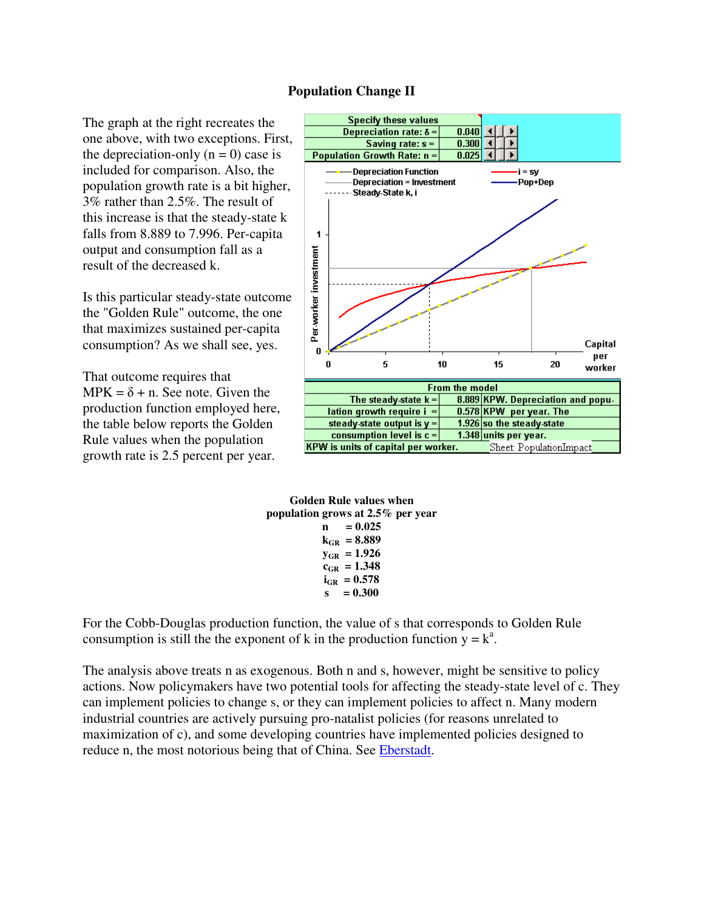## Population Change II

The graph at the right recreates the one above, with two exceptions. First, the depreciation-only ($n = 0$) case is included for comparison. Also, the population growth rate is a bit higher, 3% rather than 2.5%. The result of this increase is that the steady-state k falls from 8.889 to 7.996. Per-capita output and consumption fall as a result of the decreased k.

Is this particular steady-state outcome the "Golden Rule" outcome, the one that maximizes sustained per-capita consumption? As we shall see, yes.

That outcome requires that MPK = $\delta + n$. See note. Given the production function employed here, the table below reports the Golden Rule values when the population growth rate is 2.5 percent per year.

| Specify these values | |
|---|---|
| Depreciation rate: $\delta$ = | 0.040 |
| Saving rate: s = | 0.300 |
| Population Growth Rate: n = | 0.025 |

| From the model | | |
|---|---|---|
| The steady-state k = | 8.889 | KPW. Depreciation and popu- |
| lation growth require i = | 0.578 | KPW per year. The |
| steady-state output is y = | 1.926 | so the steady-state |
| consumption level is c = | 1.348 | units per year. |

KPW is units of capital per worker. Sheet: PopulationImpact

**Golden Rule values when population grows at 2.5% per year**

$n = 0.025$

$k_{GR} = 8.889$

$y_{GR} = 1.926$

$c_{GR} = 1.348$

$i_{GR} = 0.578$

$s = 0.300$

For the Cobb-Douglas production function, the value of s that corresponds to Golden Rule consumption is still the the exponent of k in the production function $y = k^a$.

The analysis above treats n as exogenous. Both n and s, however, might be sensitive to policy actions. Now policymakers have two potential tools for affecting the steady-state level of c. They can implement policies to change s, or they can implement policies to affect n. Many modern industrial countries are actively pursuing pro-natalist policies (for reasons unrelated to maximization of c), and some developing countries have implemented policies designed to reduce n, the most notorious being that of China. See Eberstadt.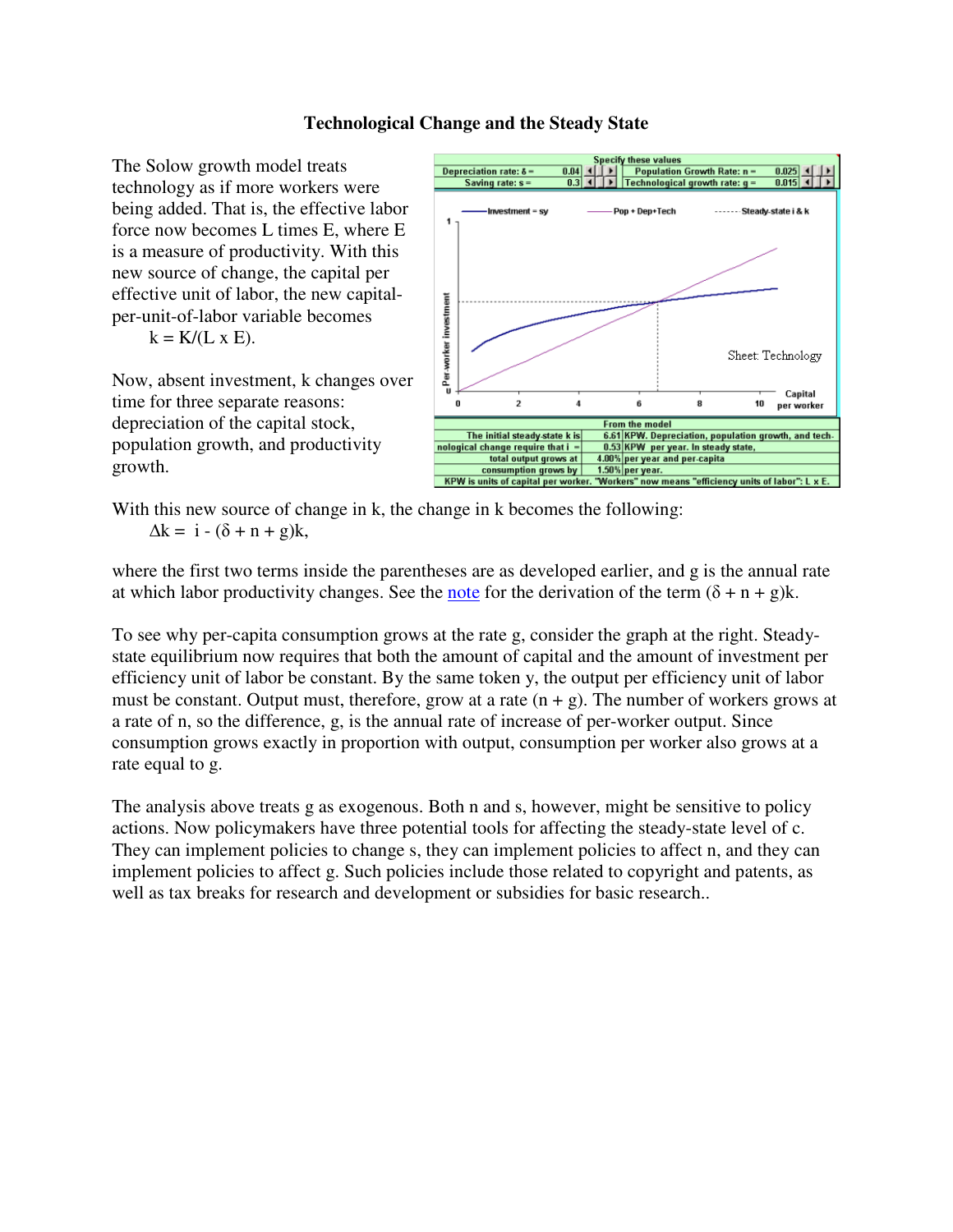**Technological Change and the Steady State**

The Solow growth model treats technology as if more workers were being added. That is, the effective labor force now becomes L times E, where E is a measure of productivity. With this new source of change, the capital per effective unit of labor, the new capital-per-unit-of-labor variable becomes

$$k = K/(L \times E).$$

Now, absent investment, k changes over time for three separate reasons: depreciation of the capital stock, population growth, and productivity growth.

| Specify these values | | | |
|---|---|---|---|
| Depreciation rate: $\delta$ = | 0.04 | Population Growth Rate: n = | 0.025 |
| Saving rate: s = | 0.3 | Technological growth rate: g = | 0.015 |

| From the model | | |
|---|---|---|
| The initial steady-state k is | 6.61 | KPW. Depreciation, population growth, and tech- |
| nological change require that i = | 0.53 | KPW per year. In steady state, |
| total output grows at | 4.00% | per year and per-capita |
| consumption grows by | 1.50% | per year. |
| KPW is units of capital per worker. "Workers" now means "efficiency units of labor": L x E. | | |

With this new source of change in k, the change in k becomes the following:

$$\Delta k = i - (\delta + n + g)k,$$

where the first two terms inside the parentheses are as developed earlier, and g is the annual rate at which labor productivity changes. See the note for the derivation of the term $(\delta + n + g)k$.

To see why per-capita consumption grows at the rate g, consider the graph at the right. Steady-state equilibrium now requires that both the amount of capital and the amount of investment per efficiency unit of labor be constant. By the same token y, the output per efficiency unit of labor must be constant. Output must, therefore, grow at a rate $(n + g)$. The number of workers grows at a rate of n, so the difference, g, is the annual rate of increase of per-worker output. Since consumption grows exactly in proportion with output, consumption per worker also grows at a rate equal to g.

The analysis above treats g as exogenous. Both n and s, however, might be sensitive to policy actions. Now policymakers have three potential tools for affecting the steady-state level of c. They can implement policies to change s, they can implement policies to affect n, and they can implement policies to affect g. Such policies include those related to copyright and patents, as well as tax breaks for research and development or subsidies for basic research..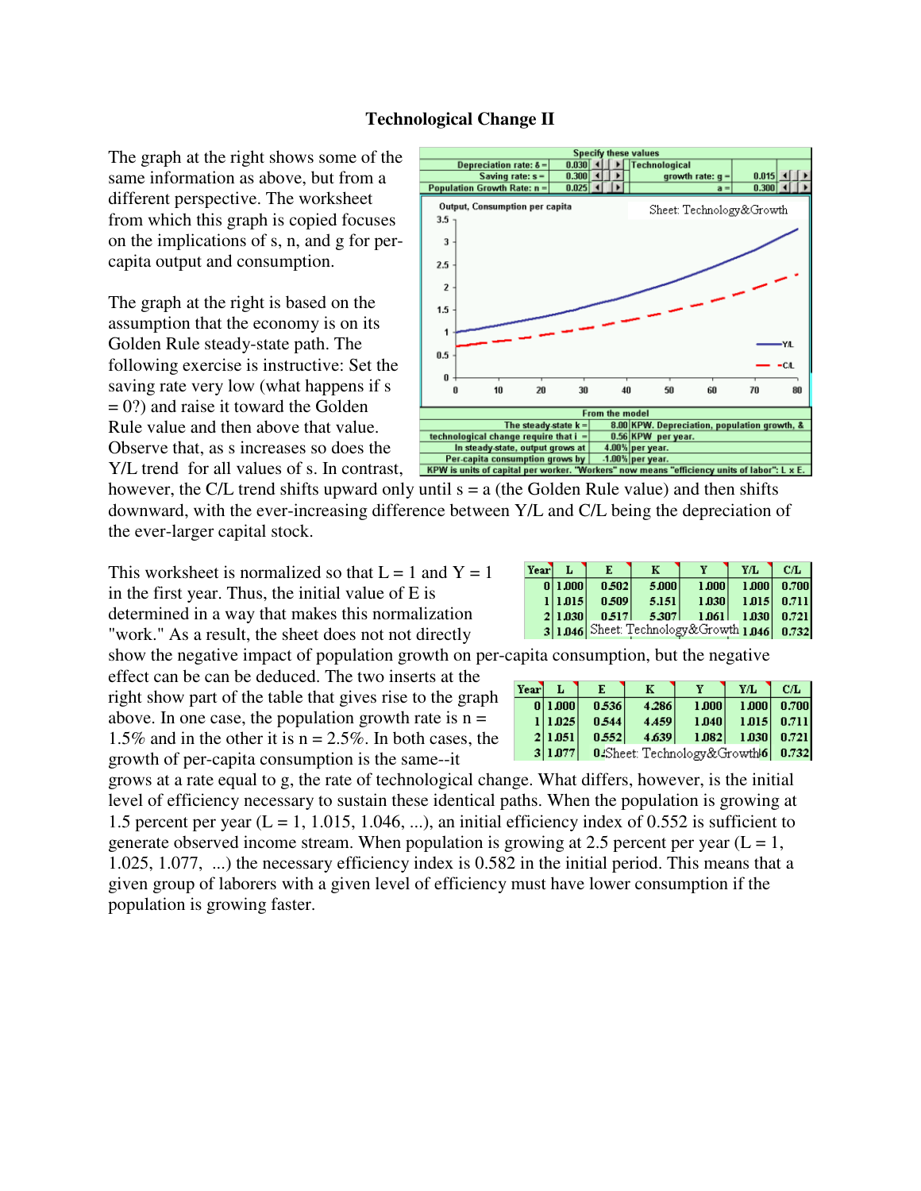## Technological Change II

The graph at the right shows some of the same information as above, but from a different perspective. The worksheet from which this graph is copied focuses on the implications of s, n, and g for per-capita output and consumption.

| Specify these values | | | | | |
|---|---|---|---|---|---|
| Depreciation rate: δ = | 0.030 | Technological | | | |
| Saving rate: s = | 0.300 | | growth rate: g = | 0.015 | |
| Population Growth Rate: n = | 0.025 | | a = | 0.300 | |

Output, Consumption per capita — Sheet: Technology&Growth

| From the model | | |
|---|---|---|
| The steady-state k = | 8.00 | KPW. Depreciation, population growth, & |
| technological change require that i = | 0.56 | KPW per year. |
| In steady-state, output grows at | 4.00% | per year. |
| Per-capita consumption grows by | -1.00% | per year. |

KPW is units of capital per worker. "Workers" now means "efficiency units of labor": L x E.

The graph at the right is based on the assumption that the economy is on its Golden Rule steady-state path. The following exercise is instructive: Set the saving rate very low (what happens if s = 0?) and raise it toward the Golden Rule value and then above that value. Observe that, as s increases so does the Y/L trend for all values of s. In contrast, however, the C/L trend shifts upward only until s = a (the Golden Rule value) and then shifts downward, with the ever-increasing difference between Y/L and C/L being the depreciation of the ever-larger capital stock.

This worksheet is normalized so that L = 1 and Y = 1 in the first year. Thus, the initial value of E is determined in a way that makes this normalization "work." As a result, the sheet does not not directly show the negative impact of population growth on per-capita consumption, but the negative effect can be can be deduced. The two inserts at the right show part of the table that gives rise to the graph above. In one case, the population growth rate is n = 1.5% and in the other it is n = 2.5%. In both cases, the growth of per-capita consumption is the same--it grows at a rate equal to g, the rate of technological change. What differs, however, is the initial level of efficiency necessary to sustain these identical paths. When the population is growing at 1.5 percent per year (L = 1, 1.015, 1.046, ...), an initial efficiency index of 0.552 is sufficient to generate observed income stream. When population is growing at 2.5 percent per year (L = 1, 1.025, 1.077, ...) the necessary efficiency index is 0.582 in the initial period. This means that a given group of laborers with a given level of efficiency must have lower consumption if the population is growing faster.

| Year | L | E | K | Y | Y/L | C/L |
|---|---|---|---|---|---|---|
| 0 | 1.000 | 0.502 | 5.000 | 1.000 | 1.000 | 0.700 |
| 1 | 1.015 | 0.509 | 5.151 | 1.030 | 1.015 | 0.711 |
| 2 | 1.030 | 0.517 | 5.307 | 1.061 | 1.030 | 0.721 |
| 3 | 1.046 | | | | 1.046 | 0.732 |

Sheet: Technology&Growth

| Year | L | E | K | Y | Y/L | C/L |
|---|---|---|---|---|---|---|
| 0 | 1.000 | 0.536 | 4.286 | 1.000 | 1.000 | 0.700 |
| 1 | 1.025 | 0.544 | 4.459 | 1.040 | 1.015 | 0.711 |
| 2 | 1.051 | 0.552 | 4.639 | 1.082 | 1.030 | 0.721 |
| 3 | 1.077 | | | | | 0.732 |

Sheet: Technology&Growth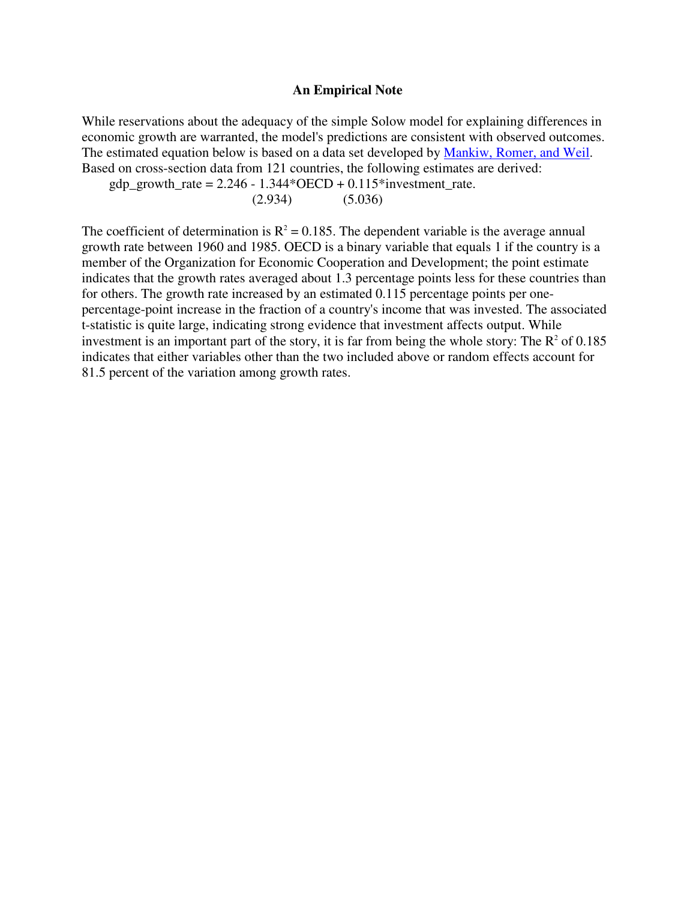## An Empirical Note

While reservations about the adequacy of the simple Solow model for explaining differences in economic growth are warranted, the model's predictions are consistent with observed outcomes. The estimated equation below is based on a data set developed by Mankiw, Romer, and Weil. Based on cross-section data from 121 countries, the following estimates are derived:

$$\text{gdp\_growth\_rate} = 2.246 - \underset{(2.934)}{1.344}*\text{OECD} + \underset{(5.036)}{0.115}*\text{investment\_rate}.$$

The coefficient of determination is $R^2 = 0.185$. The dependent variable is the average annual growth rate between 1960 and 1985. OECD is a binary variable that equals 1 if the country is a member of the Organization for Economic Cooperation and Development; the point estimate indicates that the growth rates averaged about 1.3 percentage points less for these countries than for others. The growth rate increased by an estimated 0.115 percentage points per one-percentage-point increase in the fraction of a country's income that was invested. The associated t-statistic is quite large, indicating strong evidence that investment affects output. While investment is an important part of the story, it is far from being the whole story: The $R^2$ of 0.185 indicates that either variables other than the two included above or random effects account for 81.5 percent of the variation among growth rates.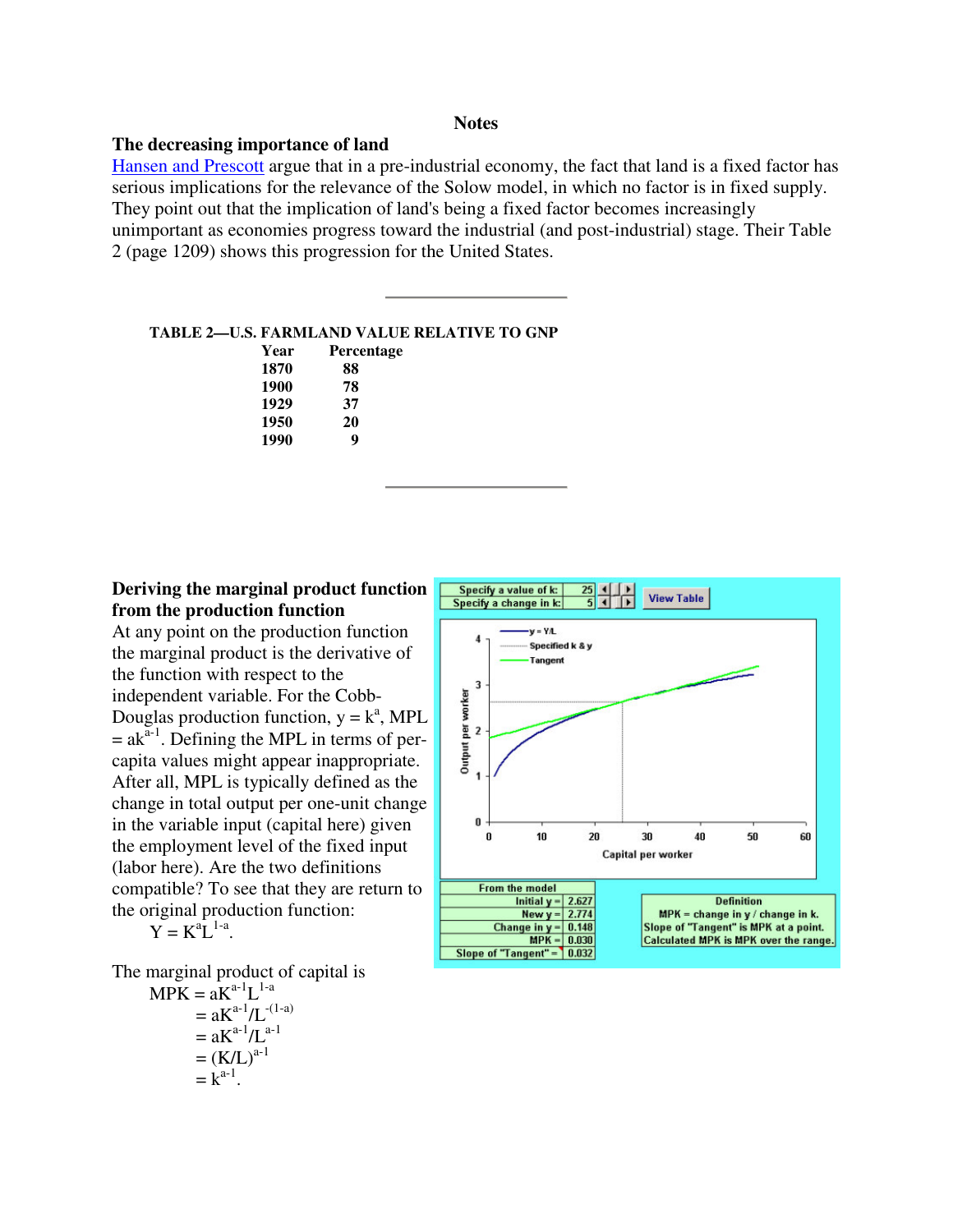# Notes

## The decreasing importance of land

Hansen and Prescott argue that in a pre-industrial economy, the fact that land is a fixed factor has serious implications for the relevance of the Solow model, in which no factor is in fixed supply. They point out that the implication of land's being a fixed factor becomes increasingly unimportant as economies progress toward the industrial (and post-industrial) stage. Their Table 2 (page 1209) shows this progression for the United States.

---

**TABLE 2—U.S. FARMLAND VALUE RELATIVE TO GNP**

| Year | Percentage |
|---|---|
| 1870 | 88 |
| 1900 | 78 |
| 1929 | 37 |
| 1950 | 20 |
| 1990 | 9 |

---

## Deriving the marginal product function from the production function

At any point on the production function the marginal product is the derivative of the function with respect to the independent variable. For the Cobb-Douglas production function, $y = k^a$, MPL $= ak^{a-1}$. Defining the MPL in terms of per-capita values might appear inappropriate. After all, MPL is typically defined as the change in total output per one-unit change in the variable input (capital here) given the employment level of the fixed input (labor here). Are the two definitions compatible? To see that they are return to the original production function:

$$Y = K^a L^{1-a}.$$

The marginal product of capital is

$$\begin{aligned} \text{MPK} &= aK^{a-1}L^{1-a} \\ &= aK^{a-1}/L^{-(1-a)} \\ &= aK^{a-1}/L^{a-1} \\ &= (K/L)^{a-1} \\ &= k^{a-1}. \end{aligned}$$

| Specify a value of k: | 25 |
|---|---|
| Specify a change in k: | 5 |

View Table

| From the model | |
|---|---|
| Initial y = | 2.627 |
| New y = | 2.774 |
| Change in y = | 0.148 |
| MPK = | 0.030 |
| Slope of "Tangent" = | 0.032 |

Definition
MPK = change in y / change in k.
Slope of "Tangent" is MPK at a point.
Calculated MPK is MPK over the range.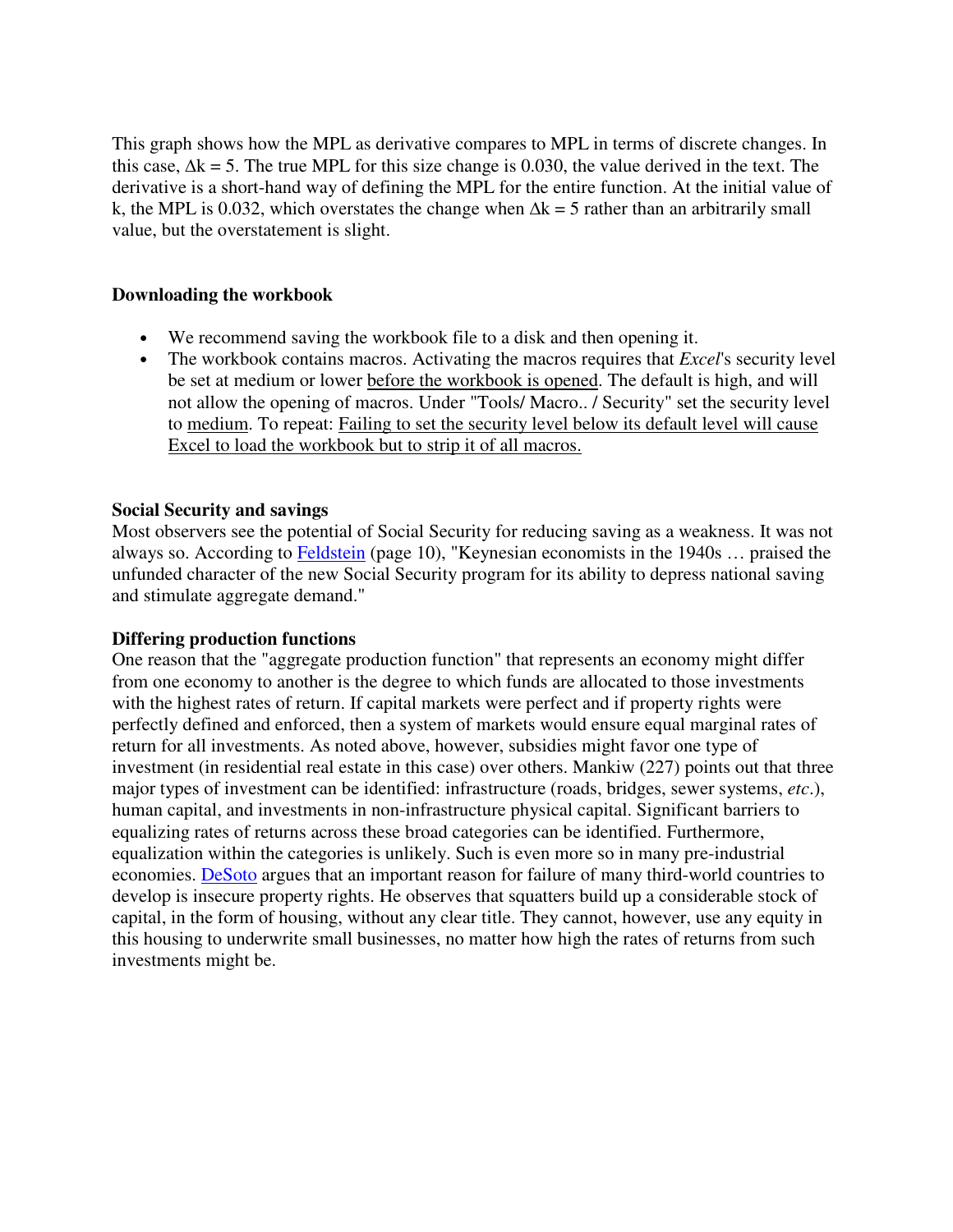This graph shows how the MPL as derivative compares to MPL in terms of discrete changes. In this case, $\Delta k = 5$. The true MPL for this size change is 0.030, the value derived in the text. The derivative is a short-hand way of defining the MPL for the entire function. At the initial value of k, the MPL is 0.032, which overstates the change when $\Delta k = 5$ rather than an arbitrarily small value, but the overstatement is slight.

**Downloading the workbook**

- We recommend saving the workbook file to a disk and then opening it.
- The workbook contains macros. Activating the macros requires that *Excel*'s security level be set at medium or lower before the workbook is opened. The default is high, and will not allow the opening of macros. Under "Tools/ Macro.. / Security" set the security level to medium. To repeat: Failing to set the security level below its default level will cause Excel to load the workbook but to strip it of all macros.

**Social Security and savings**

Most observers see the potential of Social Security for reducing saving as a weakness. It was not always so. According to Feldstein (page 10), "Keynesian economists in the 1940s … praised the unfunded character of the new Social Security program for its ability to depress national saving and stimulate aggregate demand."

**Differing production functions**

One reason that the "aggregate production function" that represents an economy might differ from one economy to another is the degree to which funds are allocated to those investments with the highest rates of return. If capital markets were perfect and if property rights were perfectly defined and enforced, then a system of markets would ensure equal marginal rates of return for all investments. As noted above, however, subsidies might favor one type of investment (in residential real estate in this case) over others. Mankiw (227) points out that three major types of investment can be identified: infrastructure (roads, bridges, sewer systems, *etc*.), human capital, and investments in non-infrastructure physical capital. Significant barriers to equalizing rates of returns across these broad categories can be identified. Furthermore, equalization within the categories is unlikely. Such is even more so in many pre-industrial economies. DeSoto argues that an important reason for failure of many third-world countries to develop is insecure property rights. He observes that squatters build up a considerable stock of capital, in the form of housing, without any clear title. They cannot, however, use any equity in this housing to underwrite small businesses, no matter how high the rates of returns from such investments might be.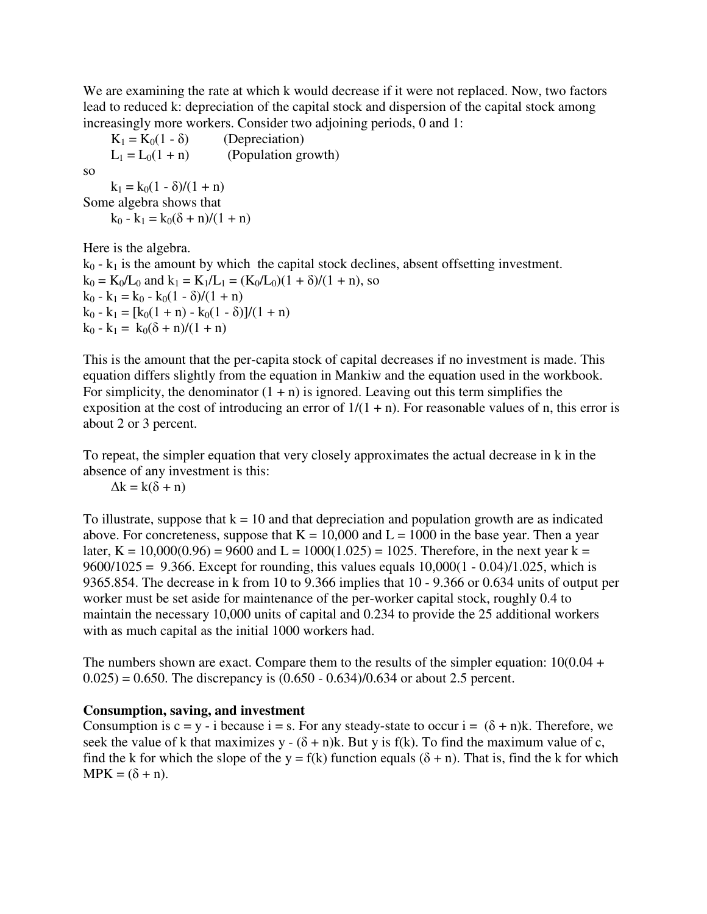We are examining the rate at which k would decrease if it were not replaced. Now, two factors lead to reduced k: depreciation of the capital stock and dispersion of the capital stock among increasingly more workers. Consider two adjoining periods, 0 and 1:

$K_1 = K_0(1 - \delta)$ (Depreciation)

$L_1 = L_0(1 + n)$ (Population growth)

so

$k_1 = k_0(1 - \delta)/(1 + n)$

Some algebra shows that

$k_0 - k_1 = k_0(\delta + n)/(1 + n)$

Here is the algebra.

$k_0 - k_1$ is the amount by which the capital stock declines, absent offsetting investment.

$k_0 = K_0/L_0$ and $k_1 = K_1/L_1 = (K_0/L_0)(1 + \delta)/(1 + n)$, so

$k_0 - k_1 = k_0 - k_0(1 - \delta)/(1 + n)$

$k_0 - k_1 = [k_0(1 + n) - k_0(1 - \delta)]/(1 + n)$

$k_0 - k_1 = k_0(\delta + n)/(1 + n)$

This is the amount that the per-capita stock of capital decreases if no investment is made. This equation differs slightly from the equation in Mankiw and the equation used in the workbook. For simplicity, the denominator $(1 + n)$ is ignored. Leaving out this term simplifies the exposition at the cost of introducing an error of $1/(1 + n)$. For reasonable values of n, this error is about 2 or 3 percent.

To repeat, the simpler equation that very closely approximates the actual decrease in k in the absence of any investment is this:

$\Delta k = k(\delta + n)$

To illustrate, suppose that $k = 10$ and that depreciation and population growth are as indicated above. For concreteness, suppose that $K = 10{,}000$ and $L = 1000$ in the base year. Then a year later, $K = 10{,}000(0.96) = 9600$ and $L = 1000(1.025) = 1025$. Therefore, in the next year $k = 9600/1025 = 9.366$. Except for rounding, this values equals $10{,}000(1 - 0.04)/1.025$, which is 9365.854. The decrease in k from 10 to 9.366 implies that 10 - 9.366 or 0.634 units of output per worker must be set aside for maintenance of the per-worker capital stock, roughly 0.4 to maintain the necessary 10,000 units of capital and 0.234 to provide the 25 additional workers with as much capital as the initial 1000 workers had.

The numbers shown are exact. Compare them to the results of the simpler equation: $10(0.04 + 0.025) = 0.650$. The discrepancy is $(0.650 - 0.634)/0.634$ or about 2.5 percent.

**Consumption, saving, and investment**

Consumption is $c = y - i$ because $i = s$. For any steady-state to occur $i = (\delta + n)k$. Therefore, we seek the value of k that maximizes $y - (\delta + n)k$. But y is $f(k)$. To find the maximum value of c, find the k for which the slope of the $y = f(k)$ function equals $(\delta + n)$. That is, find the k for which $MPK = (\delta + n)$.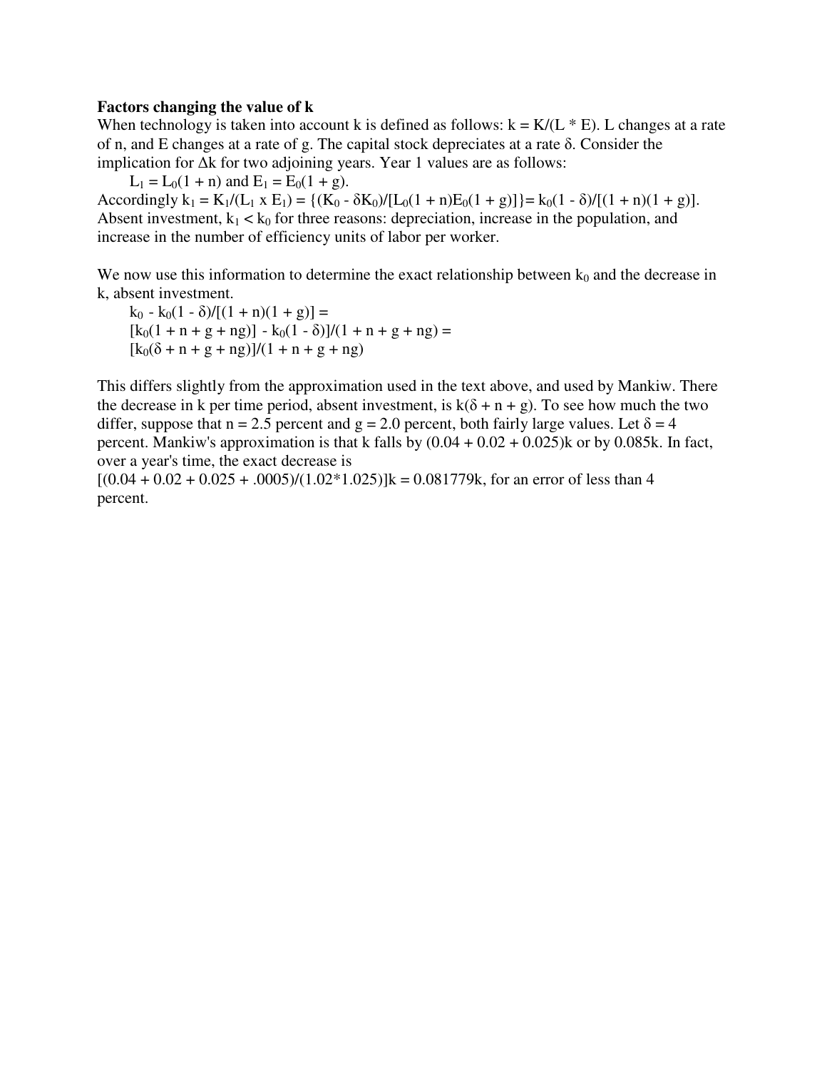**Factors changing the value of k**

When technology is taken into account k is defined as follows: $k = K/(L * E)$. L changes at a rate of n, and E changes at a rate of g. The capital stock depreciates at a rate $\delta$. Consider the implication for $\Delta k$ for two adjoining years. Year 1 values are as follows:

$L_1 = L_0(1 + n)$ and $E_1 = E_0(1 + g)$.

Accordingly $k_1 = K_1/(L_1 \text{ x } E_1) = \{(K_0 - \delta K_0)/[L_0(1 + n)E_0(1 + g)]\} = k_0(1 - \delta)/[(1 + n)(1 + g)]$.
Absent investment, $k_1 < k_0$ for three reasons: depreciation, increase in the population, and increase in the number of efficiency units of labor per worker.

We now use this information to determine the exact relationship between $k_0$ and the decrease in k, absent investment.

$k_0 - k_0(1 - \delta)/[(1 + n)(1 + g)] =$

$[k_0(1 + n + g + ng)] - k_0(1 - \delta)]/(1 + n + g + ng) =$

$[k_0(\delta + n + g + ng)]/(1 + n + g + ng)$

This differs slightly from the approximation used in the text above, and used by Mankiw. There the decrease in k per time period, absent investment, is $k(\delta + n + g)$. To see how much the two differ, suppose that n = 2.5 percent and g = 2.0 percent, both fairly large values. Let $\delta$ = 4 percent. Mankiw's approximation is that k falls by $(0.04 + 0.02 + 0.025)k$ or by $0.085k$. In fact, over a year's time, the exact decrease is

$[(0.04 + 0.02 + 0.025 + .0005)/(1.02*1.025)]k = 0.081779k$, for an error of less than 4 percent.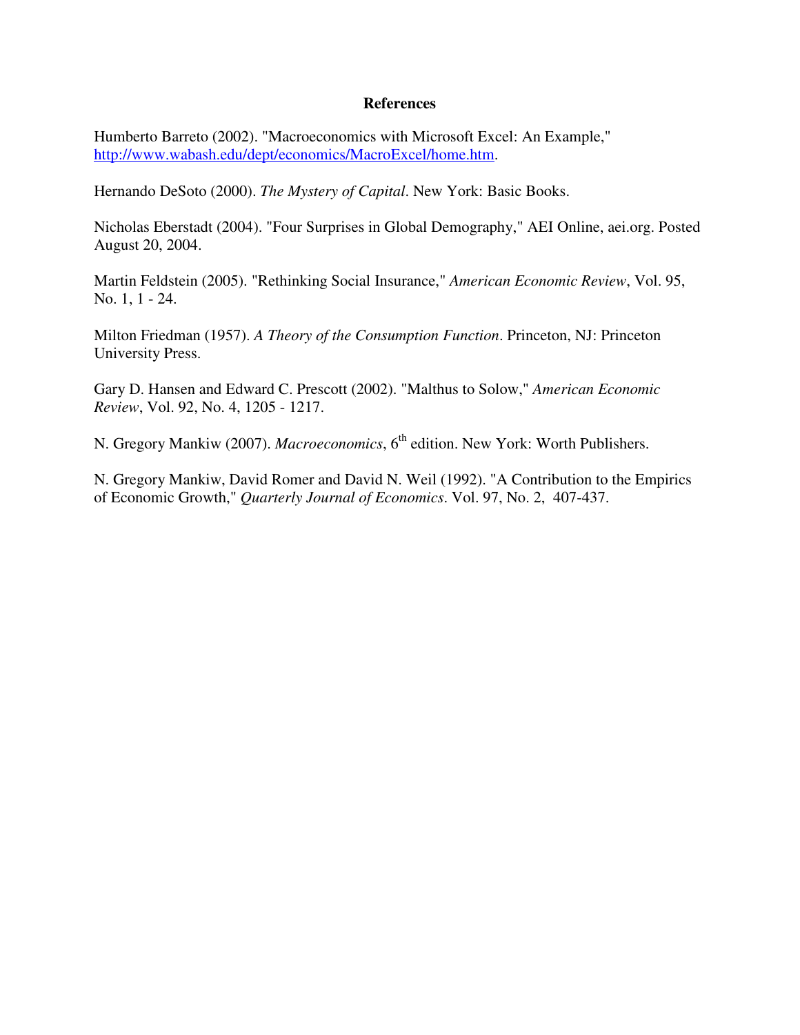## References

Humberto Barreto (2002). "Macroeconomics with Microsoft Excel: An Example," [http://www.wabash.edu/dept/economics/MacroExcel/home.htm](http://www.wabash.edu/dept/economics/MacroExcel/home.htm).

Hernando DeSoto (2000). *The Mystery of Capital*. New York: Basic Books.

Nicholas Eberstadt (2004). "Four Surprises in Global Demography," AEI Online, aei.org. Posted August 20, 2004.

Martin Feldstein (2005). "Rethinking Social Insurance," *American Economic Review*, Vol. 95, No. 1, 1 - 24.

Milton Friedman (1957). *A Theory of the Consumption Function*. Princeton, NJ: Princeton University Press.

Gary D. Hansen and Edward C. Prescott (2002). "Malthus to Solow," *American Economic Review*, Vol. 92, No. 4, 1205 - 1217.

N. Gregory Mankiw (2007). *Macroeconomics*, 6th edition. New York: Worth Publishers.

N. Gregory Mankiw, David Romer and David N. Weil (1992). "A Contribution to the Empirics of Economic Growth," *Quarterly Journal of Economics*. Vol. 97, No. 2, 407-437.